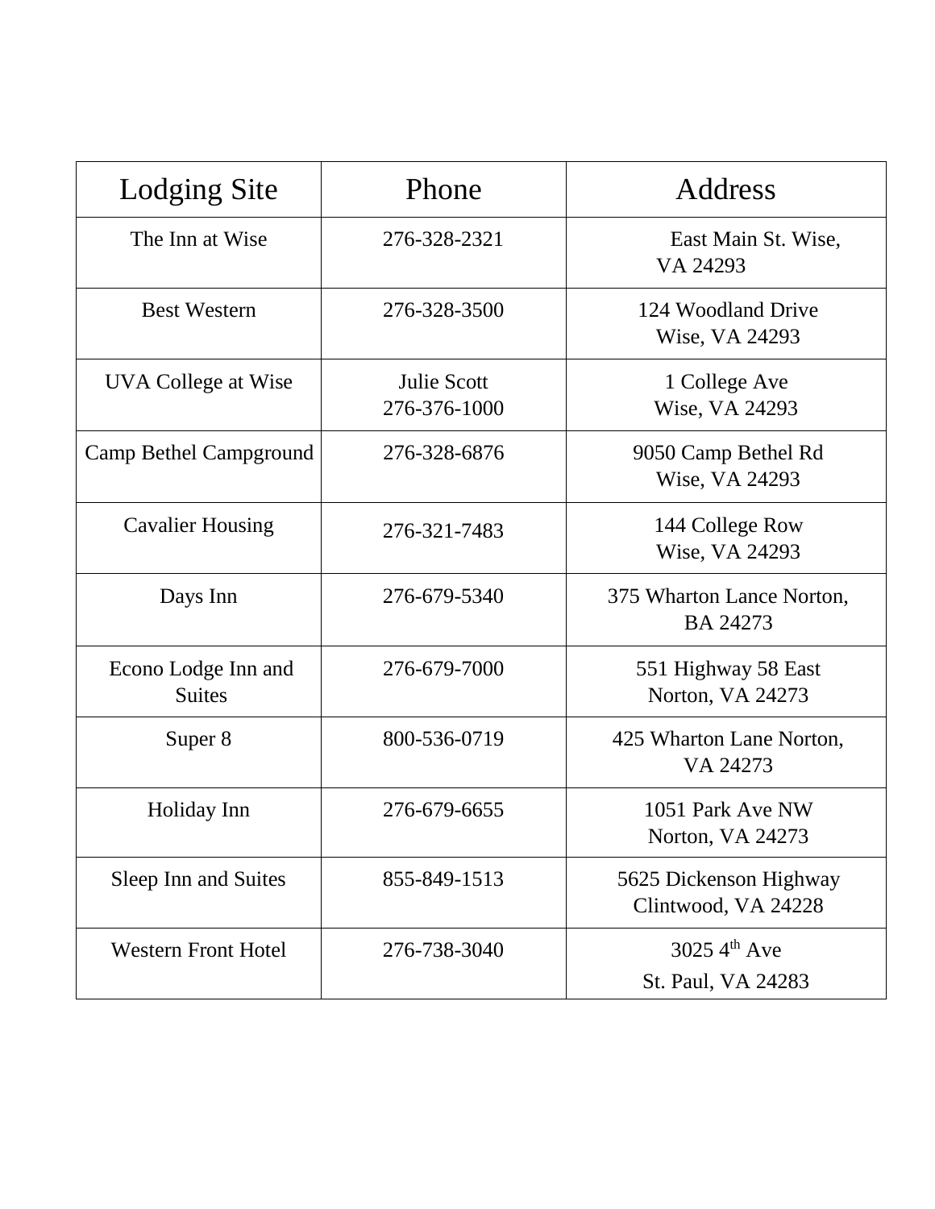| Lodging Site | Phone | Address |
| --- | --- | --- |
| The Inn at Wise | 276-328-2321 | East Main St. Wise, VA 24293 |
| Best Western | 276-328-3500 | 124 Woodland Drive Wise, VA 24293 |
| UVA College at Wise | Julie Scott 276-376-1000 | 1 College Ave Wise, VA 24293 |
| Camp Bethel Campground | 276-328-6876 | 9050 Camp Bethel Rd Wise, VA 24293 |
| Cavalier Housing | 276-321-7483 | 144 College Row Wise, VA 24293 |
| Days Inn | 276-679-5340 | 375 Wharton Lance Norton, BA 24273 |
| Econo Lodge Inn and Suites | 276-679-7000 | 551 Highway 58 East Norton, VA 24273 |
| Super 8 | 800-536-0719 | 425 Wharton Lane Norton, VA 24273 |
| Holiday Inn | 276-679-6655 | 1051 Park Ave NW Norton, VA 24273 |
| Sleep Inn and Suites | 855-849-1513 | 5625 Dickenson Highway Clintwood, VA 24228 |
| Western Front Hotel | 276-738-3040 | 3025 4th Ave St. Paul, VA 24283 |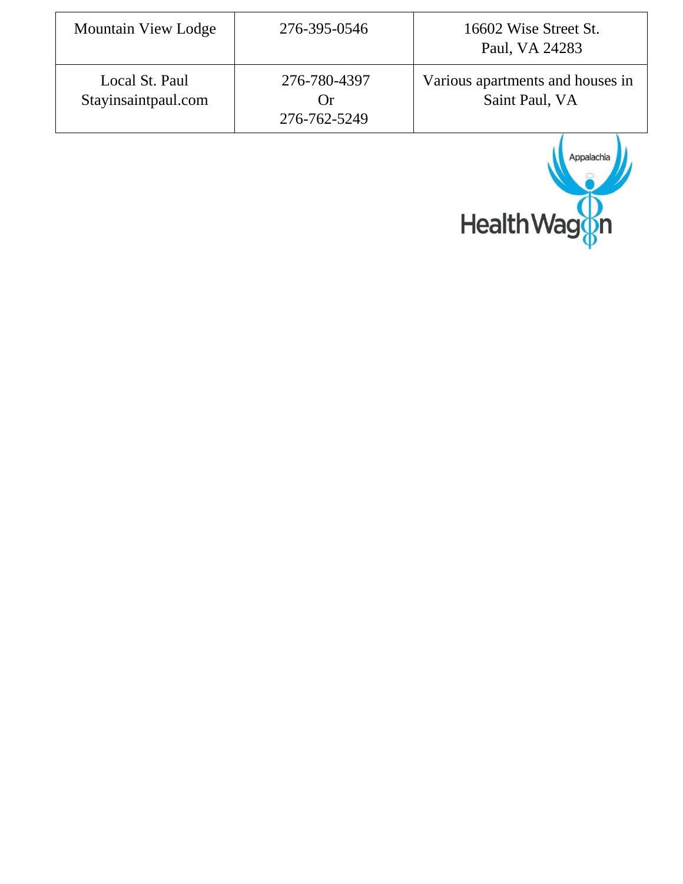| | | |
|---|---|---|
| Mountain View Lodge | 276-395-0546 | 16602 Wise Street St. Paul, VA 24283 |
| Local St. Paul Stayinsaintpaul.com | 276-780-4397 Or 276-762-5249 | Various apartments and houses in Saint Paul, VA |

Appalachia HealthWagon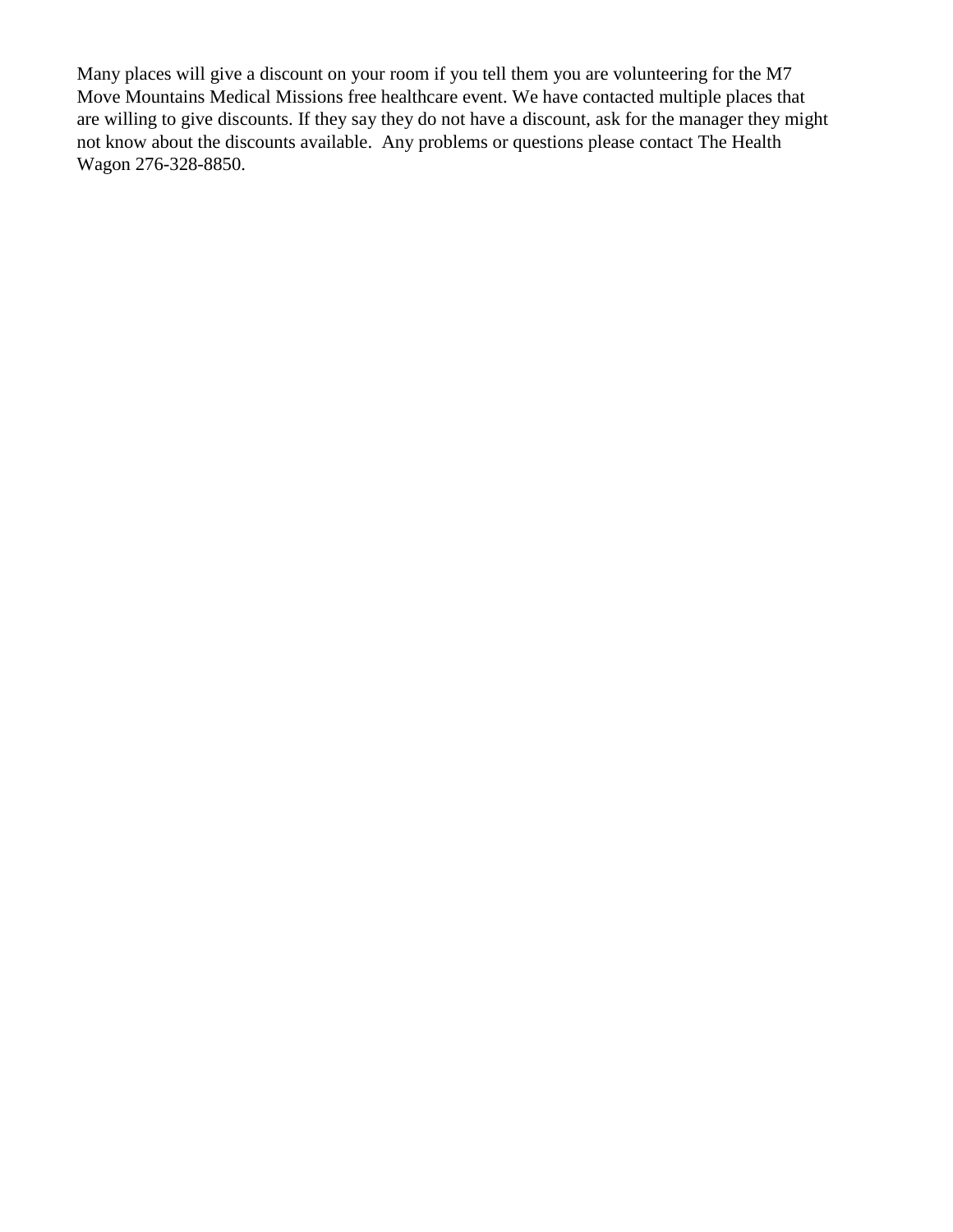Many places will give a discount on your room if you tell them you are volunteering for the M7 Move Mountains Medical Missions free healthcare event. We have contacted multiple places that are willing to give discounts. If they say they do not have a discount, ask for the manager they might not know about the discounts available.  Any problems or questions please contact The Health Wagon 276-328-8850.